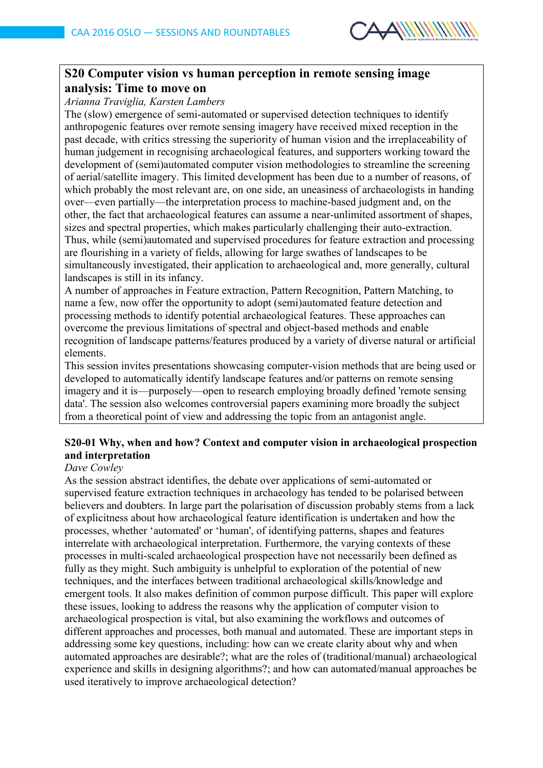## S20 Computer vision vs human perception in remote sensing image analysis: Time to move on

*Arianna Traviglia, Karsten Lambers*

The (slow) emergence of semi-automated or supervised detection techniques to identify anthropogenic features over remote sensing imagery have received mixed reception in the past decade, with critics stressing the superiority of human vision and the irreplaceability of human judgement in recognising archaeological features, and supporters working toward the development of (semi)automated computer vision methodologies to streamline the screening of aerial/satellite imagery. This limited development has been due to a number of reasons, of which probably the most relevant are, on one side, an uneasiness of archaeologists in handing over—even partially—the interpretation process to machine-based judgment and, on the other, the fact that archaeological features can assume a near-unlimited assortment of shapes, sizes and spectral properties, which makes particularly challenging their auto-extraction. Thus, while (semi)automated and supervised procedures for feature extraction and processing are flourishing in a variety of fields, allowing for large swathes of landscapes to be simultaneously investigated, their application to archaeological and, more generally, cultural landscapes is still in its infancy.

A number of approaches in Feature extraction, Pattern Recognition, Pattern Matching, to name a few, now offer the opportunity to adopt (semi)automated feature detection and processing methods to identify potential archaeological features. These approaches can overcome the previous limitations of spectral and object-based methods and enable recognition of landscape patterns/features produced by a variety of diverse natural or artificial elements.

This session invites presentations showcasing computer-vision methods that are being used or developed to automatically identify landscape features and/or patterns on remote sensing imagery and it is—purposely—open to research employing broadly defined 'remote sensing data'. The session also welcomes controversial papers examining more broadly the subject from a theoretical point of view and addressing the topic from an antagonist angle.

### S20-01 Why, when and how? Context and computer vision in archaeological prospection and interpretation

*Dave Cowley*

As the session abstract identifies, the debate over applications of semi-automated or supervised feature extraction techniques in archaeology has tended to be polarised between believers and doubters. In large part the polarisation of discussion probably stems from a lack of explicitness about how archaeological feature identification is undertaken and how the processes, whether 'automated' or 'human', of identifying patterns, shapes and features interrelate with archaeological interpretation. Furthermore, the varying contexts of these processes in multi-scaled archaeological prospection have not necessarily been defined as fully as they might. Such ambiguity is unhelpful to exploration of the potential of new techniques, and the interfaces between traditional archaeological skills/knowledge and emergent tools. It also makes definition of common purpose difficult. This paper will explore these issues, looking to address the reasons why the application of computer vision to archaeological prospection is vital, but also examining the workflows and outcomes of different approaches and processes, both manual and automated. These are important steps in addressing some key questions, including: how can we create clarity about why and when automated approaches are desirable?; what are the roles of (traditional/manual) archaeological experience and skills in designing algorithms?; and how can automated/manual approaches be used iteratively to improve archaeological detection?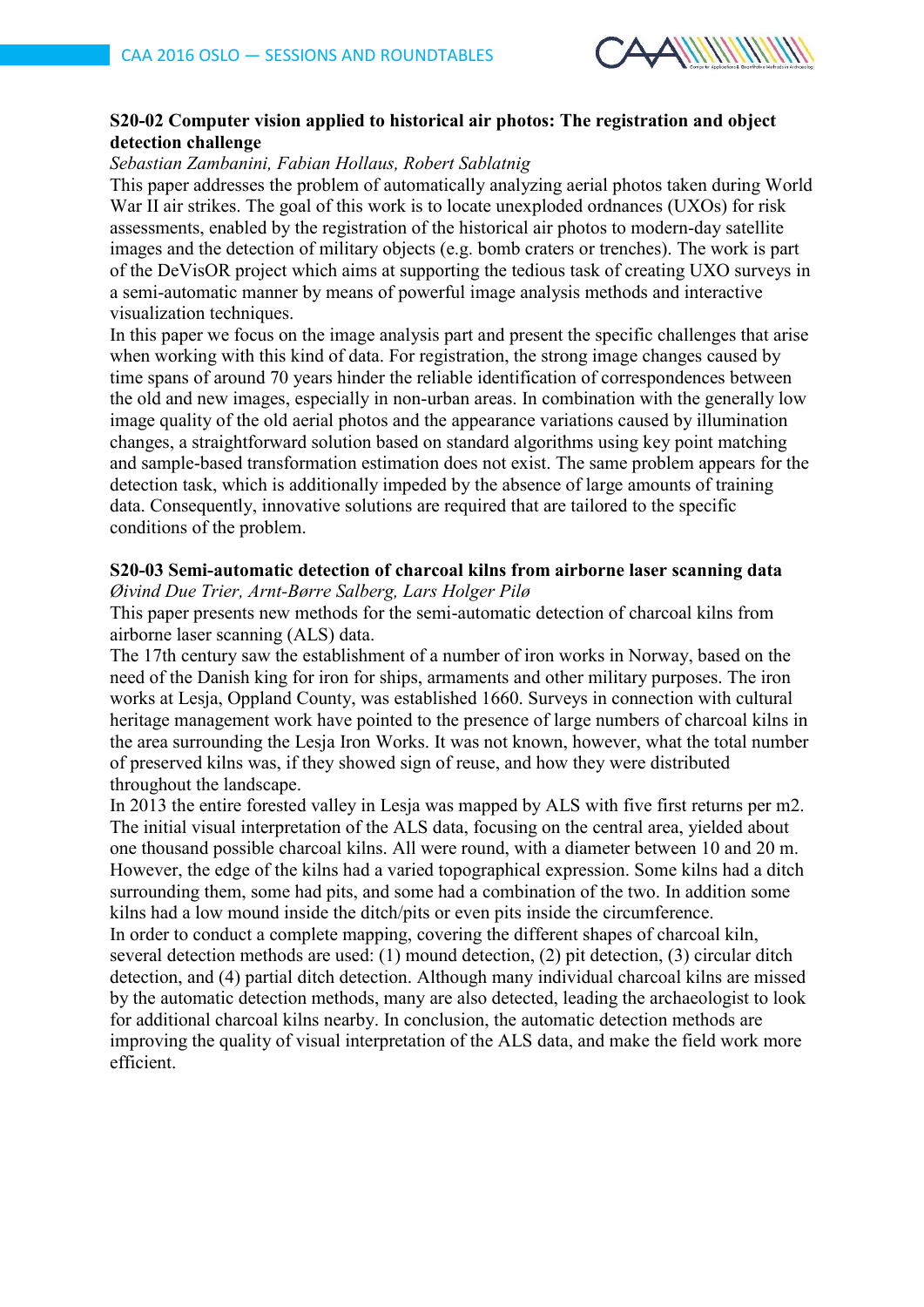### S20-02 Computer vision applied to historical air photos: The registration and object detection challenge

*Sebastian Zambanini, Fabian Hollaus, Robert Sablatnig*

This paper addresses the problem of automatically analyzing aerial photos taken during World War II air strikes. The goal of this work is to locate unexploded ordnances (UXOs) for risk assessments, enabled by the registration of the historical air photos to modern-day satellite images and the detection of military objects (e.g. bomb craters or trenches). The work is part of the DeVisOR project which aims at supporting the tedious task of creating UXO surveys in a semi-automatic manner by means of powerful image analysis methods and interactive visualization techniques.

In this paper we focus on the image analysis part and present the specific challenges that arise when working with this kind of data. For registration, the strong image changes caused by time spans of around 70 years hinder the reliable identification of correspondences between the old and new images, especially in non-urban areas. In combination with the generally low image quality of the old aerial photos and the appearance variations caused by illumination changes, a straightforward solution based on standard algorithms using key point matching and sample-based transformation estimation does not exist. The same problem appears for the detection task, which is additionally impeded by the absence of large amounts of training data. Consequently, innovative solutions are required that are tailored to the specific conditions of the problem.

### S20-03 Semi-automatic detection of charcoal kilns from airborne laser scanning data

*Øivind Due Trier, Arnt-Børre Salberg, Lars Holger Pilø*

This paper presents new methods for the semi-automatic detection of charcoal kilns from airborne laser scanning (ALS) data.

The 17th century saw the establishment of a number of iron works in Norway, based on the need of the Danish king for iron for ships, armaments and other military purposes. The iron works at Lesja, Oppland County, was established 1660. Surveys in connection with cultural heritage management work have pointed to the presence of large numbers of charcoal kilns in the area surrounding the Lesja Iron Works. It was not known, however, what the total number of preserved kilns was, if they showed sign of reuse, and how they were distributed throughout the landscape.

In 2013 the entire forested valley in Lesja was mapped by ALS with five first returns per m2. The initial visual interpretation of the ALS data, focusing on the central area, yielded about one thousand possible charcoal kilns. All were round, with a diameter between 10 and 20 m. However, the edge of the kilns had a varied topographical expression. Some kilns had a ditch surrounding them, some had pits, and some had a combination of the two. In addition some kilns had a low mound inside the ditch/pits or even pits inside the circumference.

In order to conduct a complete mapping, covering the different shapes of charcoal kiln, several detection methods are used: (1) mound detection, (2) pit detection, (3) circular ditch detection, and (4) partial ditch detection. Although many individual charcoal kilns are missed by the automatic detection methods, many are also detected, leading the archaeologist to look for additional charcoal kilns nearby. In conclusion, the automatic detection methods are improving the quality of visual interpretation of the ALS data, and make the field work more efficient.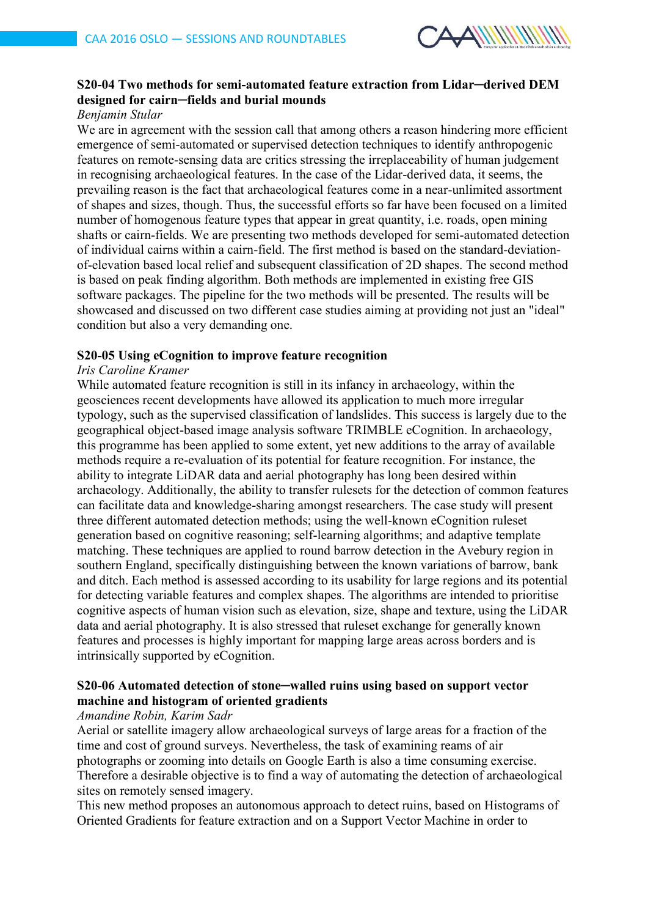### S20-04 Two methods for semi-automated feature extraction from Lidar–derived DEM designed for cairn–fields and burial mounds

*Benjamin Stular*

We are in agreement with the session call that among others a reason hindering more efficient emergence of semi-automated or supervised detection techniques to identify anthropogenic features on remote-sensing data are critics stressing the irreplaceability of human judgement in recognising archaeological features. In the case of the Lidar-derived data, it seems, the prevailing reason is the fact that archaeological features come in a near-unlimited assortment of shapes and sizes, though. Thus, the successful efforts so far have been focused on a limited number of homogenous feature types that appear in great quantity, i.e. roads, open mining shafts or cairn-fields. We are presenting two methods developed for semi-automated detection of individual cairns within a cairn-field. The first method is based on the standard-deviation-of-elevation based local relief and subsequent classification of 2D shapes. The second method is based on peak finding algorithm. Both methods are implemented in existing free GIS software packages. The pipeline for the two methods will be presented. The results will be showcased and discussed on two different case studies aiming at providing not just an "ideal" condition but also a very demanding one.

### S20-05 Using eCognition to improve feature recognition

*Iris Caroline Kramer*

While automated feature recognition is still in its infancy in archaeology, within the geosciences recent developments have allowed its application to much more irregular typology, such as the supervised classification of landslides. This success is largely due to the geographical object-based image analysis software TRIMBLE eCognition. In archaeology, this programme has been applied to some extent, yet new additions to the array of available methods require a re-evaluation of its potential for feature recognition. For instance, the ability to integrate LiDAR data and aerial photography has long been desired within archaeology. Additionally, the ability to transfer rulesets for the detection of common features can facilitate data and knowledge-sharing amongst researchers. The case study will present three different automated detection methods; using the well-known eCognition ruleset generation based on cognitive reasoning; self-learning algorithms; and adaptive template matching. These techniques are applied to round barrow detection in the Avebury region in southern England, specifically distinguishing between the known variations of barrow, bank and ditch. Each method is assessed according to its usability for large regions and its potential for detecting variable features and complex shapes. The algorithms are intended to prioritise cognitive aspects of human vision such as elevation, size, shape and texture, using the LiDAR data and aerial photography. It is also stressed that ruleset exchange for generally known features and processes is highly important for mapping large areas across borders and is intrinsically supported by eCognition.

### S20-06 Automated detection of stone–walled ruins using based on support vector machine and histogram of oriented gradients

*Amandine Robin, Karim Sadr*

Aerial or satellite imagery allow archaeological surveys of large areas for a fraction of the time and cost of ground surveys. Nevertheless, the task of examining reams of air photographs or zooming into details on Google Earth is also a time consuming exercise. Therefore a desirable objective is to find a way of automating the detection of archaeological sites on remotely sensed imagery.

This new method proposes an autonomous approach to detect ruins, based on Histograms of Oriented Gradients for feature extraction and on a Support Vector Machine in order to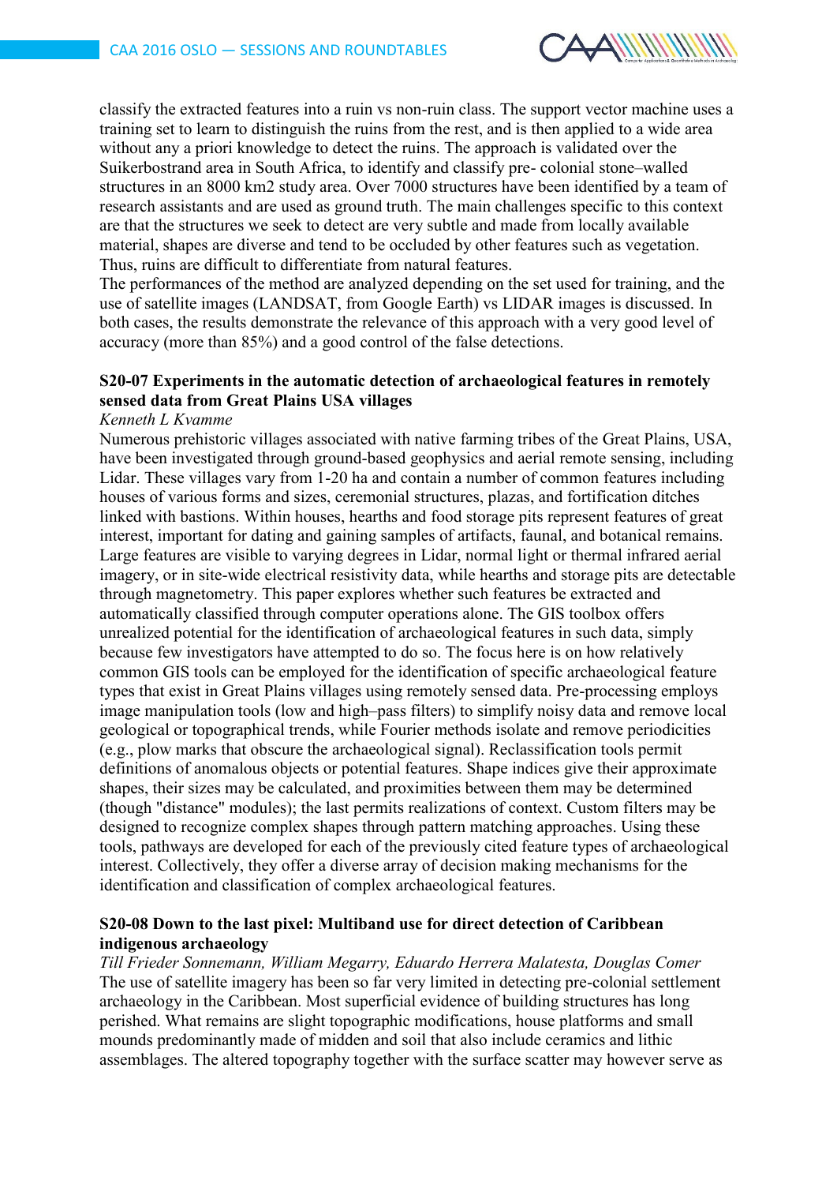classify the extracted features into a ruin vs non-ruin class. The support vector machine uses a training set to learn to distinguish the ruins from the rest, and is then applied to a wide area without any a priori knowledge to detect the ruins. The approach is validated over the Suikerbostrand area in South Africa, to identify and classify pre- colonial stone–walled structures in an 8000 km2 study area. Over 7000 structures have been identified by a team of research assistants and are used as ground truth. The main challenges specific to this context are that the structures we seek to detect are very subtle and made from locally available material, shapes are diverse and tend to be occluded by other features such as vegetation. Thus, ruins are difficult to differentiate from natural features.
The performances of the method are analyzed depending on the set used for training, and the use of satellite images (LANDSAT, from Google Earth) vs LIDAR images is discussed. In both cases, the results demonstrate the relevance of this approach with a very good level of accuracy (more than 85%) and a good control of the false detections.

### S20-07 Experiments in the automatic detection of archaeological features in remotely sensed data from Great Plains USA villages

*Kenneth L Kvamme*

Numerous prehistoric villages associated with native farming tribes of the Great Plains, USA, have been investigated through ground-based geophysics and aerial remote sensing, including Lidar. These villages vary from 1-20 ha and contain a number of common features including houses of various forms and sizes, ceremonial structures, plazas, and fortification ditches linked with bastions. Within houses, hearths and food storage pits represent features of great interest, important for dating and gaining samples of artifacts, faunal, and botanical remains. Large features are visible to varying degrees in Lidar, normal light or thermal infrared aerial imagery, or in site-wide electrical resistivity data, while hearths and storage pits are detectable through magnetometry. This paper explores whether such features be extracted and automatically classified through computer operations alone. The GIS toolbox offers unrealized potential for the identification of archaeological features in such data, simply because few investigators have attempted to do so. The focus here is on how relatively common GIS tools can be employed for the identification of specific archaeological feature types that exist in Great Plains villages using remotely sensed data. Pre-processing employs image manipulation tools (low and high–pass filters) to simplify noisy data and remove local geological or topographical trends, while Fourier methods isolate and remove periodicities (e.g., plow marks that obscure the archaeological signal). Reclassification tools permit definitions of anomalous objects or potential features. Shape indices give their approximate shapes, their sizes may be calculated, and proximities between them may be determined (though "distance" modules); the last permits realizations of context. Custom filters may be designed to recognize complex shapes through pattern matching approaches. Using these tools, pathways are developed for each of the previously cited feature types of archaeological interest. Collectively, they offer a diverse array of decision making mechanisms for the identification and classification of complex archaeological features.

### S20-08 Down to the last pixel: Multiband use for direct detection of Caribbean indigenous archaeology

*Till Frieder Sonnemann, William Megarry, Eduardo Herrera Malatesta, Douglas Comer*

The use of satellite imagery has been so far very limited in detecting pre-colonial settlement archaeology in the Caribbean. Most superficial evidence of building structures has long perished. What remains are slight topographic modifications, house platforms and small mounds predominantly made of midden and soil that also include ceramics and lithic assemblages. The altered topography together with the surface scatter may however serve as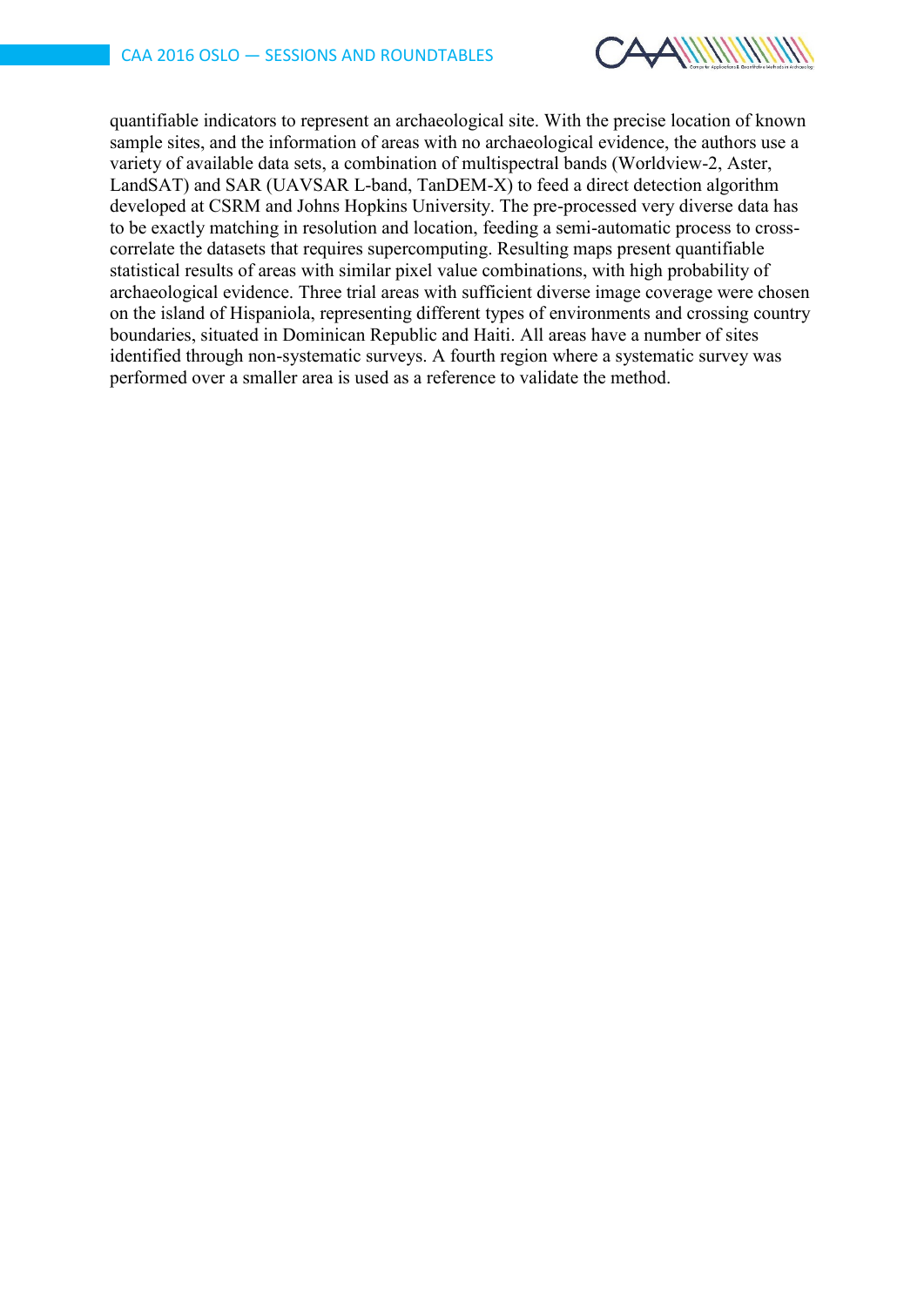quantifiable indicators to represent an archaeological site. With the precise location of known sample sites, and the information of areas with no archaeological evidence, the authors use a variety of available data sets, a combination of multispectral bands (Worldview-2, Aster, LandSAT) and SAR (UAVSAR L-band, TanDEM-X) to feed a direct detection algorithm developed at CSRM and Johns Hopkins University. The pre-processed very diverse data has to be exactly matching in resolution and location, feeding a semi-automatic process to cross-correlate the datasets that requires supercomputing. Resulting maps present quantifiable statistical results of areas with similar pixel value combinations, with high probability of archaeological evidence. Three trial areas with sufficient diverse image coverage were chosen on the island of Hispaniola, representing different types of environments and crossing country boundaries, situated in Dominican Republic and Haiti. All areas have a number of sites identified through non-systematic surveys. A fourth region where a systematic survey was performed over a smaller area is used as a reference to validate the method.